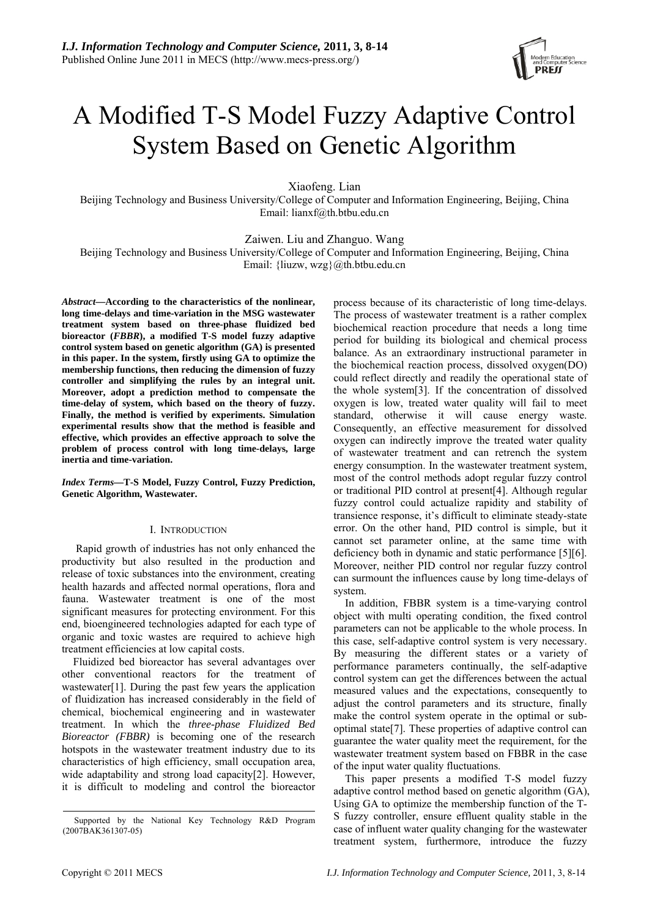# A Modified T-S Model Fuzzy Adaptive Control System Based on Genetic Algorithm

Xiaofeng. Lian

Beijing Technology and Business University/College of Computer and Information Engineering, Beijing, China
Email: lianxf@th.btbu.edu.cn

Zaiwen. Liu and Zhanguo. Wang

Beijing Technology and Business University/College of Computer and Information Engineering, Beijing, China
Email: {liuzw, wzg}@th.btbu.edu.cn

***Abstract*—According to the characteristics of the nonlinear, long time-delays and time-variation in the MSG wastewater treatment system based on three-phase fluidized bed bioreactor (*FBBR*), a modified T-S model fuzzy adaptive control system based on genetic algorithm (GA) is presented in this paper. In the system, firstly using GA to optimize the membership functions, then reducing the dimension of fuzzy controller and simplifying the rules by an integral unit. Moreover, adopt a prediction method to compensate the time-delay of system, which based on the theory of fuzzy. Finally, the method is verified by experiments. Simulation experimental results show that the method is feasible and effective, which provides an effective approach to solve the problem of process control with long time-delays, large inertia and time-variation.**

***Index Terms*—T-S Model, Fuzzy Control, Fuzzy Prediction, Genetic Algorithm, Wastewater.**

## I. Introduction

Rapid growth of industries has not only enhanced the productivity but also resulted in the production and release of toxic substances into the environment, creating health hazards and affected normal operations, flora and fauna. Wastewater treatment is one of the most significant measures for protecting environment. For this end, bioengineered technologies adapted for each type of organic and toxic wastes are required to achieve high treatment efficiencies at low capital costs.

Fluidized bed bioreactor has several advantages over other conventional reactors for the treatment of wastewater[1]. During the past few years the application of fluidization has increased considerably in the field of chemical, biochemical engineering and in wastewater treatment. In which the *three-phase Fluidized Bed Bioreactor (FBBR)* is becoming one of the research hotspots in the wastewater treatment industry due to its characteristics of high efficiency, small occupation area, wide adaptability and strong load capacity[2]. However, it is difficult to modeling and control the bioreactor process because of its characteristic of long time-delays. The process of wastewater treatment is a rather complex biochemical reaction procedure that needs a long time period for building its biological and chemical process balance. As an extraordinary instructional parameter in the biochemical reaction process, dissolved oxygen(DO) could reflect directly and readily the operational state of the whole system[3]. If the concentration of dissolved oxygen is low, treated water quality will fail to meet standard, otherwise it will cause energy waste. Consequently, an effective measurement for dissolved oxygen can indirectly improve the treated water quality of wastewater treatment and can retrench the system energy consumption. In the wastewater treatment system, most of the control methods adopt regular fuzzy control or traditional PID control at present[4]. Although regular fuzzy control could actualize rapidity and stability of transience response, it's difficult to eliminate steady-state error. On the other hand, PID control is simple, but it cannot set parameter online, at the same time with deficiency both in dynamic and static performance [5][6]. Moreover, neither PID control nor regular fuzzy control can surmount the influences cause by long time-delays of system.

In addition, FBBR system is a time-varying control object with multi operating condition, the fixed control parameters can not be applicable to the whole process. In this case, self-adaptive control system is very necessary. By measuring the different states or a variety of performance parameters continually, the self-adaptive control system can get the differences between the actual measured values and the expectations, consequently to adjust the control parameters and its structure, finally make the control system operate in the optimal or sub-optimal state[7]. These properties of adaptive control can guarantee the water quality meet the requirement, for the wastewater treatment system based on FBBR in the case of the input water quality fluctuations.

This paper presents a modified T-S model fuzzy adaptive control method based on genetic algorithm (GA), Using GA to optimize the membership function of the T-S fuzzy controller, ensure effluent quality stable in the case of influent water quality changing for the wastewater treatment system, furthermore, introduce the fuzzy

Supported by the National Key Technology R&D Program (2007BAK361307-05)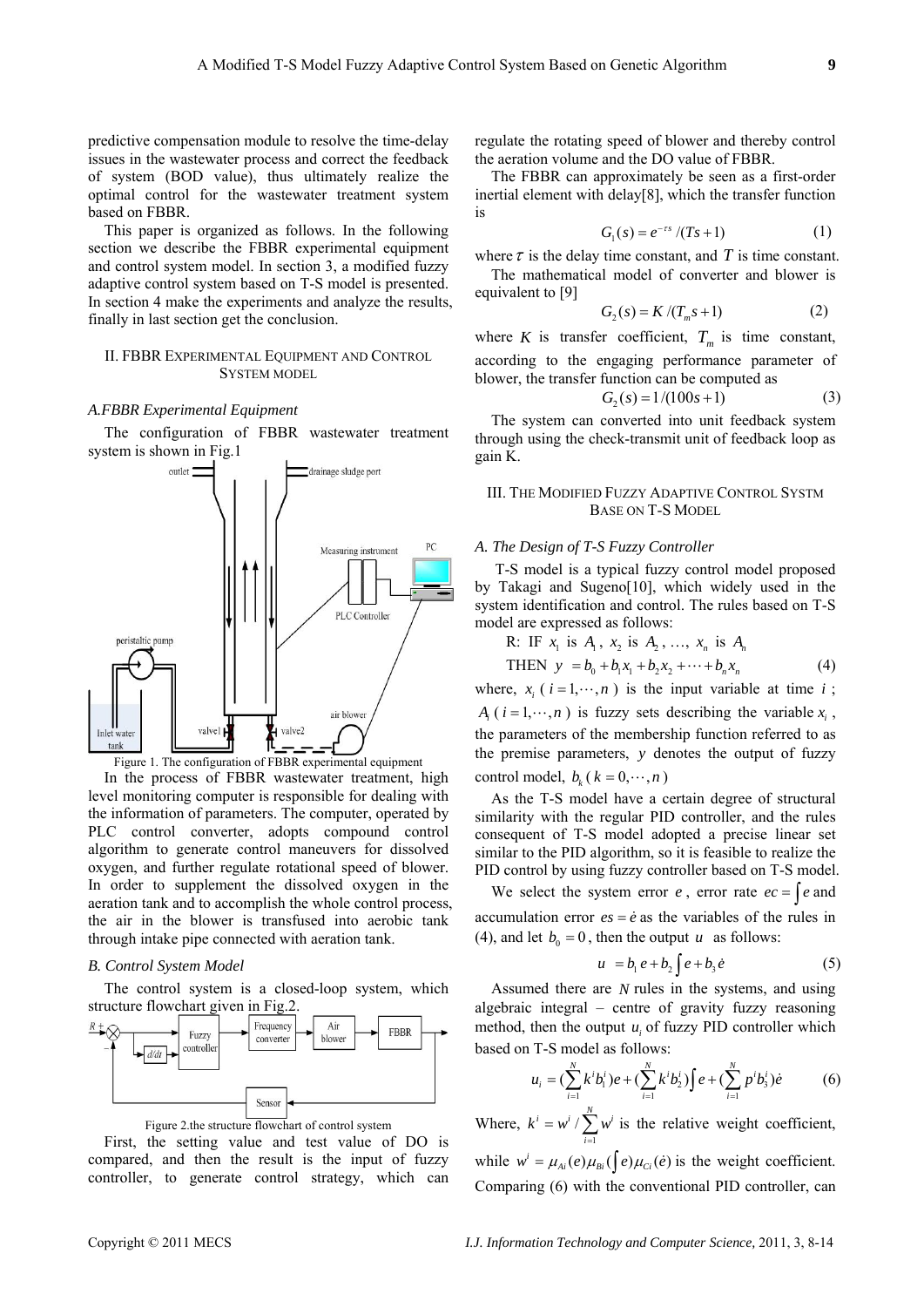predictive compensation module to resolve the time-delay issues in the wastewater process and correct the feedback of system (BOD value), thus ultimately realize the optimal control for the wastewater treatment system based on FBBR.

This paper is organized as follows. In the following section we describe the FBBR experimental equipment and control system model. In section 3, a modified fuzzy adaptive control system based on T-S model is presented. In section 4 make the experiments and analyze the results, finally in last section get the conclusion.

## II. FBBR Experimental Equipment and Control System Model

### A. FBBR Experimental Equipment

The configuration of FBBR wastewater treatment system is shown in Fig.1

Figure 1. The configuration of FBBR experimental equipment

In the process of FBBR wastewater treatment, high level monitoring computer is responsible for dealing with the information of parameters. The computer, operated by PLC control converter, adopts compound control algorithm to generate control maneuvers for dissolved oxygen, and further regulate rotational speed of blower. In order to supplement the dissolved oxygen in the aeration tank and to accomplish the whole control process, the air in the blower is transfused into aerobic tank through intake pipe connected with aeration tank.

### B. Control System Model

The control system is a closed-loop system, which structure flowchart given in Fig.2.

Figure 2.the structure flowchart of control system

First, the setting value and test value of DO is compared, and then the result is the input of fuzzy controller, to generate control strategy, which can regulate the rotating speed of blower and thereby control the aeration volume and the DO value of FBBR.

The FBBR can approximately be seen as a first-order inertial element with delay[8], which the transfer function is

$$G_1(s) = e^{-\tau s}/(Ts+1) \tag{1}$$

where $\tau$ is the delay time constant, and $T$ is time constant.

The mathematical model of converter and blower is equivalent to [9]

$$G_2(s) = K/(T_m s+1) \tag{2}$$

where $K$ is transfer coefficient, $T_m$ is time constant, according to the engaging performance parameter of blower, the transfer function can be computed as

$$G_2(s) = 1/(100s+1) \tag{3}$$

The system can converted into unit feedback system through using the check-transmit unit of feedback loop as gain K.

## III. The Modified Fuzzy Adaptive Control Systm Base on T-S Model

### A. The Design of T-S Fuzzy Controller

T-S model is a typical fuzzy control model proposed by Takagi and Sugeno[10], which widely used in the system identification and control. The rules based on T-S model are expressed as follows:

R: IF $x_1$ is $A_1$, $x_2$ is $A_2$, …, $x_n$ is $A_n$

THEN $y = b_0 + b_1 x_1 + b_2 x_2 + \cdots + b_n x_n$ (4)

where, $x_i$ ($i = 1,\cdots,n$) is the input variable at time $i$; $A_i$ ($i = 1,\cdots,n$) is fuzzy sets describing the variable $x_i$, the parameters of the membership function referred to as the premise parameters, $y$ denotes the output of fuzzy control model, $b_k$ ($k = 0,\cdots,n$)

As the T-S model have a certain degree of structural similarity with the regular PID controller, and the rules consequent of T-S model adopted a precise linear set similar to the PID algorithm, so it is feasible to realize the PID control by using fuzzy controller based on T-S model.

We select the system error $e$, error rate $ec = \int e$ and accumulation error $es = \dot{e}$ as the variables of the rules in (4), and let $b_0 = 0$, then the output $u$ as follows:

$$u = b_1 e + b_2 \int e + b_3 \dot{e} \tag{5}$$

Assumed there are $N$ rules in the systems, and using algebraic integral – centre of gravity fuzzy reasoning method, then the output $u_i$ of fuzzy PID controller which based on T-S model as follows:

$$u_i = (\sum_{i=1}^{N} k^i b_1^i)e + (\sum_{i=1}^{N} k^i b_2^i)\int e + (\sum_{i=1}^{N} p^i b_3^i)\dot{e} \tag{6}$$

Where, $k^i = w^i / \sum_{i=1}^{N} w^i$ is the relative weight coefficient, while $w^i = \mu_{Ai}(e)\mu_{Bi}(\int e)\mu_{Ci}(\dot{e})$ is the weight coefficient. Comparing (6) with the conventional PID controller, can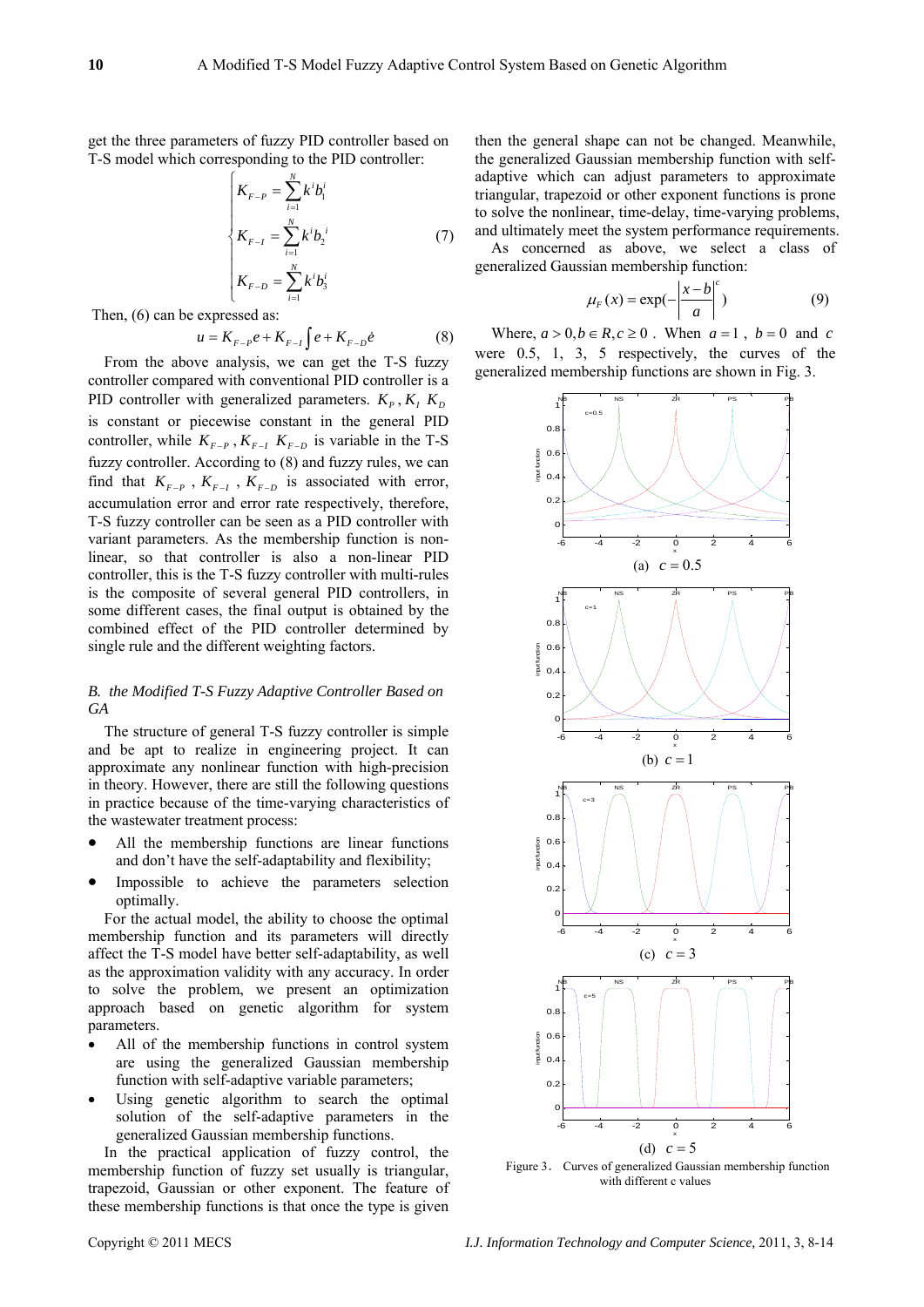get the three parameters of fuzzy PID controller based on T-S model which corresponding to the PID controller:

$$\begin{cases} K_{F-P} = \sum_{i=1}^{N} k^i b_1^i \\ K_{F-I} = \sum_{i=1}^{N} k^i b_2^{\,i} \\ K_{F-D} = \sum_{i=1}^{N} k^i b_3^i \end{cases} \tag{7}$$

Then, (6) can be expressed as:

$$u = K_{F-P} e + K_{F-I} \int e + K_{F-D} \dot{e} \tag{8}$$

From the above analysis, we can get the T-S fuzzy controller compared with conventional PID controller is a PID controller with generalized parameters. $K_P, K_I\ K_D$ is constant or piecewise constant in the general PID controller, while $K_{F-P}, K_{F-I}\ K_{F-D}$ is variable in the T-S fuzzy controller. According to (8) and fuzzy rules, we can find that $K_{F-P}$, $K_{F-I}$, $K_{F-D}$ is associated with error, accumulation error and error rate respectively, therefore, T-S fuzzy controller can be seen as a PID controller with variant parameters. As the membership function is non-linear, so that controller is also a non-linear PID controller, this is the T-S fuzzy controller with multi-rules is the composite of several general PID controllers, in some different cases, the final output is obtained by the combined effect of the PID controller determined by single rule and the different weighting factors.

### *B. the Modified T-S Fuzzy Adaptive Controller Based on GA*

The structure of general T-S fuzzy controller is simple and be apt to realize in engineering project. It can approximate any nonlinear function with high-precision in theory. However, there are still the following questions in practice because of the time-varying characteristics of the wastewater treatment process:

- All the membership functions are linear functions and don't have the self-adaptability and flexibility;
- Impossible to achieve the parameters selection optimally.

For the actual model, the ability to choose the optimal membership function and its parameters will directly affect the T-S model have better self-adaptability, as well as the approximation validity with any accuracy. In order to solve the problem, we present an optimization approach based on genetic algorithm for system parameters.

- All of the membership functions in control system are using the generalized Gaussian membership function with self-adaptive variable parameters;
- Using genetic algorithm to search the optimal solution of the self-adaptive parameters in the generalized Gaussian membership functions.

In the practical application of fuzzy control, the membership function of fuzzy set usually is triangular, trapezoid, Gaussian or other exponent. The feature of these membership functions is that once the type is given then the general shape can not be changed. Meanwhile, the generalized Gaussian membership function with self-adaptive which can adjust parameters to approximate triangular, trapezoid or other exponent functions is prone to solve the nonlinear, time-delay, time-varying problems, and ultimately meet the system performance requirements.

As concerned as above, we select a class of generalized Gaussian membership function:

$$\mu_F(x) = \exp\left(-\left|\frac{x-b}{a}\right|^c\right) \tag{9}$$

Where, $a > 0, b \in R, c \geq 0$. When $a = 1$, $b = 0$ and $c$ were 0.5, 1, 3, 5 respectively, the curves of the generalized membership functions are shown in Fig. 3.

(a) $c = 0.5$

(b) $c = 1$

(c) $c = 3$

(d) $c = 5$

Figure 3. Curves of generalized Gaussian membership function with different c values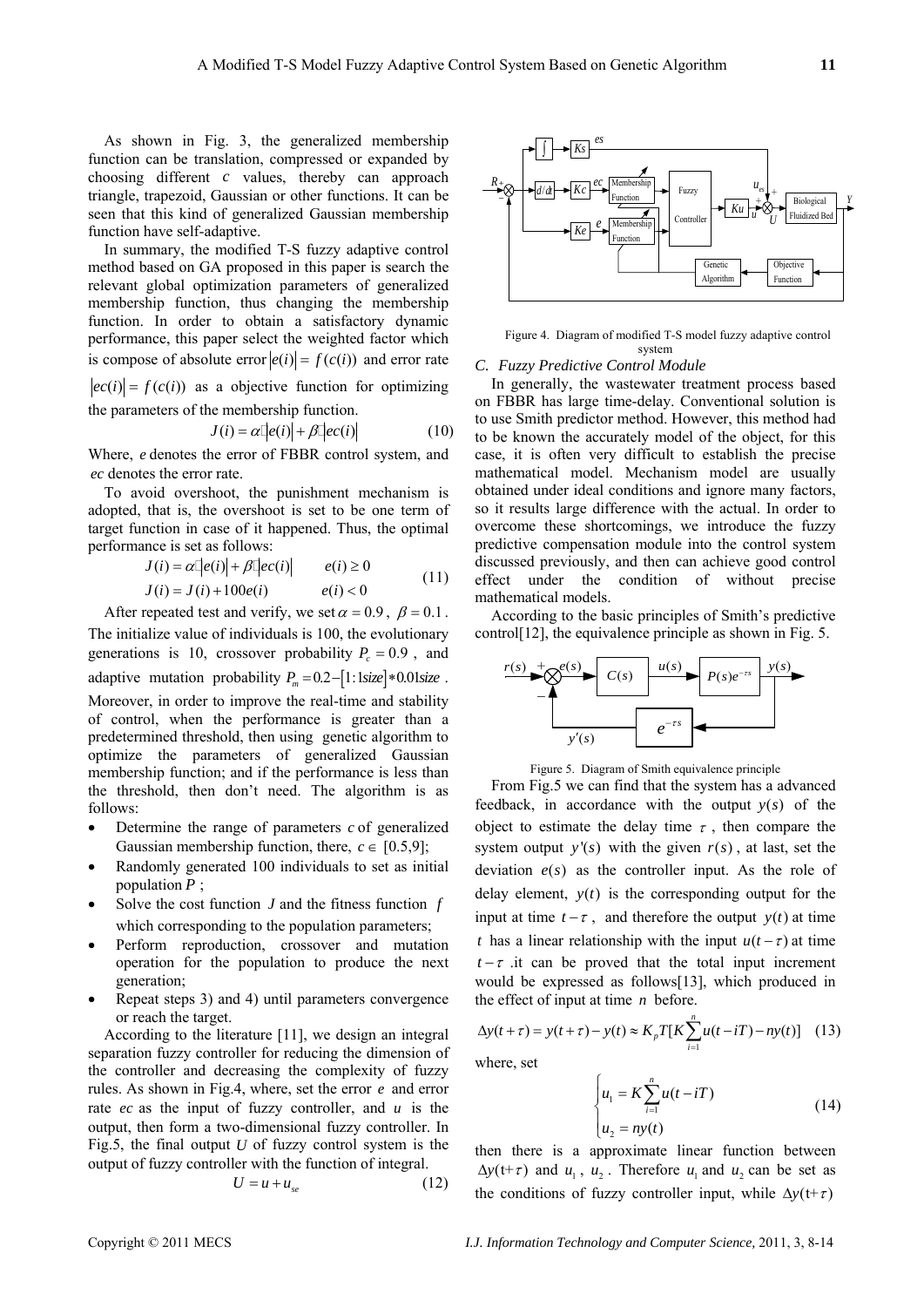As shown in Fig. 3, the generalized membership function can be translation, compressed or expanded by choosing different $c$ values, thereby can approach triangle, trapezoid, Gaussian or other functions. It can be seen that this kind of generalized Gaussian membership function have self-adaptive.

In summary, the modified T-S fuzzy adaptive control method based on GA proposed in this paper is search the relevant global optimization parameters of generalized membership function, thus changing the membership function. In order to obtain a satisfactory dynamic performance, this paper select the weighted factor which is compose of absolute error $|e(i)| = f(c(i))$ and error rate $|ec(i)| = f(c(i))$ as a objective function for optimizing the parameters of the membership function.

$$J(i) = \alpha |e(i)| + \beta |ec(i)| \tag{10}$$

Where, $e$ denotes the error of FBBR control system, and $ec$ denotes the error rate.

To avoid overshoot, the punishment mechanism is adopted, that is, the overshoot is set to be one term of target function in case of it happened. Thus, the optimal performance is set as follows:

$$\begin{aligned} J(i) &= \alpha |e(i)| + \beta |ec(i)| \qquad e(i) \geq 0 \\ J(i) &= J(i) + 100e(i) \qquad e(i) < 0 \end{aligned} \tag{11}$$

After repeated test and verify, we set $\alpha = 0.9$, $\beta = 0.1$. The initialize value of individuals is 100, the evolutionary generations is 10, crossover probability $P_c = 0.9$, and adaptive mutation probability $P_m = 0.2 - [1:1size] * 0.01size$. Moreover, in order to improve the real-time and stability of control, when the performance is greater than a predetermined threshold, then using genetic algorithm to optimize the parameters of generalized Gaussian membership function; and if the performance is less than the threshold, then don't need. The algorithm is as follows:

- Determine the range of parameters $c$ of generalized Gaussian membership function, there, $c \in [0.5,9]$;
- Randomly generated 100 individuals to set as initial population $P$;
- Solve the cost function $J$ and the fitness function $f$ which corresponding to the population parameters;
- Perform reproduction, crossover and mutation operation for the population to produce the next generation;
- Repeat steps 3) and 4) until parameters convergence or reach the target.

According to the literature [11], we design an integral separation fuzzy controller for reducing the dimension of the controller and decreasing the complexity of fuzzy rules. As shown in Fig.4, where, set the error $e$ and error rate $ec$ as the input of fuzzy controller, and $u$ is the output, then form a two-dimensional fuzzy controller. In Fig.5, the final output $U$ of fuzzy control system is the output of fuzzy controller with the function of integral.

$$U = u + u_{se} \tag{12}$$

Figure 4. Diagram of modified T-S model fuzzy adaptive control system

### C. Fuzzy Predictive Control Module

In generally, the wastewater treatment process based on FBBR has large time-delay. Conventional solution is to use Smith predictor method. However, this method had to be known the accurately model of the object, for this case, it is often very difficult to establish the precise mathematical model. Mechanism model are usually obtained under ideal conditions and ignore many factors, so it results large difference with the actual. In order to overcome these shortcomings, we introduce the fuzzy predictive compensation module into the control system discussed previously, and then can achieve good control effect under the condition of without precise mathematical models.

According to the basic principles of Smith's predictive control[12], the equivalence principle as shown in Fig. 5.

Figure 5. Diagram of Smith equivalence principle

From Fig.5 we can find that the system has a advanced feedback, in accordance with the output $y(s)$ of the object to estimate the delay time $\tau$, then compare the system output $y'(s)$ with the given $r(s)$, at last, set the deviation $e(s)$ as the controller input. As the role of delay element, $y(t)$ is the corresponding output for the input at time $t-\tau$, and therefore the output $y(t)$ at time $t$ has a linear relationship with the input $u(t-\tau)$ at time $t-\tau$ .it can be proved that the total input increment would be expressed as follows[13], which produced in the effect of input at time $n$ before.

$$\Delta y(t+\tau) = y(t+\tau) - y(t) \approx K_p T[K\sum_{i=1}^{n} u(t-iT) - ny(t)] \tag{13}$$

where, set

$$\begin{cases} u_1 = K\sum_{i=1}^{n} u(t-iT) \\ u_2 = ny(t) \end{cases} \tag{14}$$

then there is a approximate linear function between $\Delta y(t+\tau)$ and $u_1$, $u_2$. Therefore $u_1$ and $u_2$ can be set as the conditions of fuzzy controller input, while $\Delta y(t+\tau)$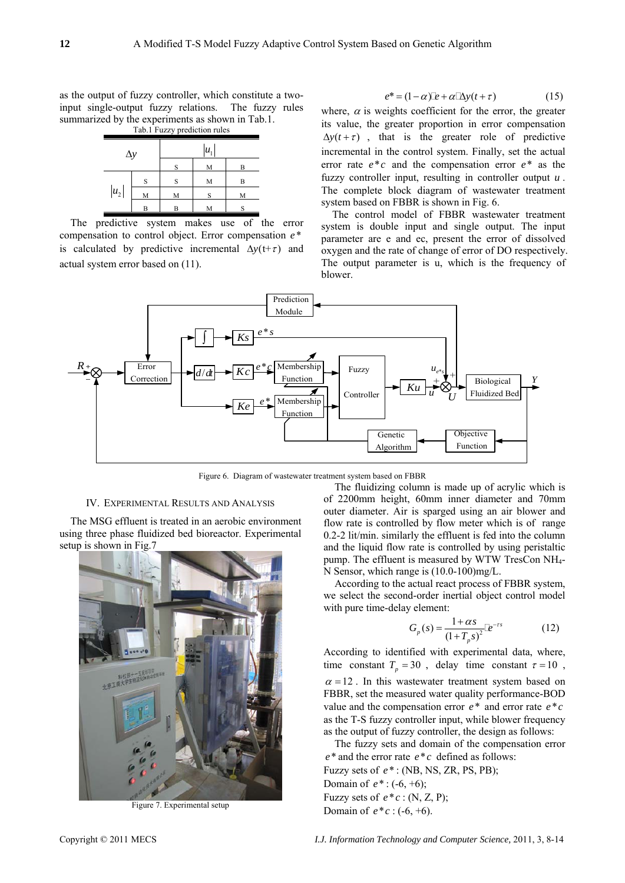as the output of fuzzy controller, which constitute a two-input single-output fuzzy relations. The fuzzy rules summarized by the experiments as shown in Tab.1.

Tab.1 Fuzzy prediction rules

| $\Delta y$ | | $\lvert u_1 \rvert$ | | |
|---|---|---|---|---|
| | | S | M | B |
| $\lvert u_2 \rvert$ | S | S | M | B |
| | M | M | S | M |
| | B | B | M | S |

The predictive system makes use of the error compensation to control object. Error compensation $e^*$ is calculated by predictive incremental $\Delta y(t+\tau)$ and actual system error based on (11).

$$e^* = (1-\alpha)\cdot e + \alpha\cdot\Delta y(t+\tau) \tag{15}$$

where, $\alpha$ is weights coefficient for the error, the greater its value, the greater proportion in error compensation $\Delta y(t+\tau)$, that is the greater role of predictive incremental in the control system. Finally, set the actual error rate $e^*c$ and the compensation error $e^*$ as the fuzzy controller input, resulting in controller output $u$. The complete block diagram of wastewater treatment system based on FBBR is shown in Fig. 6.

The control model of FBBR wastewater treatment system is double input and single output. The input parameter are e and ec, present the error of dissolved oxygen and the rate of change of error of DO respectively. The output parameter is u, which is the frequency of blower.

Figure 6. Diagram of wastewater treatment system based on FBBR

## IV. Experimental Results and Analysis

The MSG effluent is treated in an aerobic environment using three phase fluidized bed bioreactor. Experimental setup is shown in Fig.7

Figure 7. Experimental setup

The fluidizing column is made up of acrylic which is of 2200mm height, 60mm inner diameter and 70mm outer diameter. Air is sparged using an air blower and flow rate is controlled by flow meter which is of range 0.2-2 lit/min. similarly the effluent is fed into the column and the liquid flow rate is controlled by using peristaltic pump. The effluent is measured by WTW TresCon $NH_4$-N Sensor, which range is (10.0-100)mg/L.

According to the actual react process of FBBR system, we select the second-order inertial object control model with pure time-delay element:

$$G_p(s) = \frac{1+\alpha s}{(1+T_p s)^2}\cdot e^{-\tau s} \tag{12}$$

According to identified with experimental data, where, time constant $T_p = 30$, delay time constant $\tau = 10$, $\alpha = 12$. In this wastewater treatment system based on FBBR, set the measured water quality performance-BOD value and the compensation error $e^*$ and error rate $e^*c$ as the T-S fuzzy controller input, while blower frequency as the output of fuzzy controller, the design as follows:

The fuzzy sets and domain of the compensation error $e^*$ and the error rate $e^*c$ defined as follows:

Fuzzy sets of $e^*$: (NB, NS, ZR, PS, PB);
Domain of $e^*$: (-6, +6);
Fuzzy sets of $e^*c$: (N, Z, P);
Domain of $e^*c$: (-6, +6).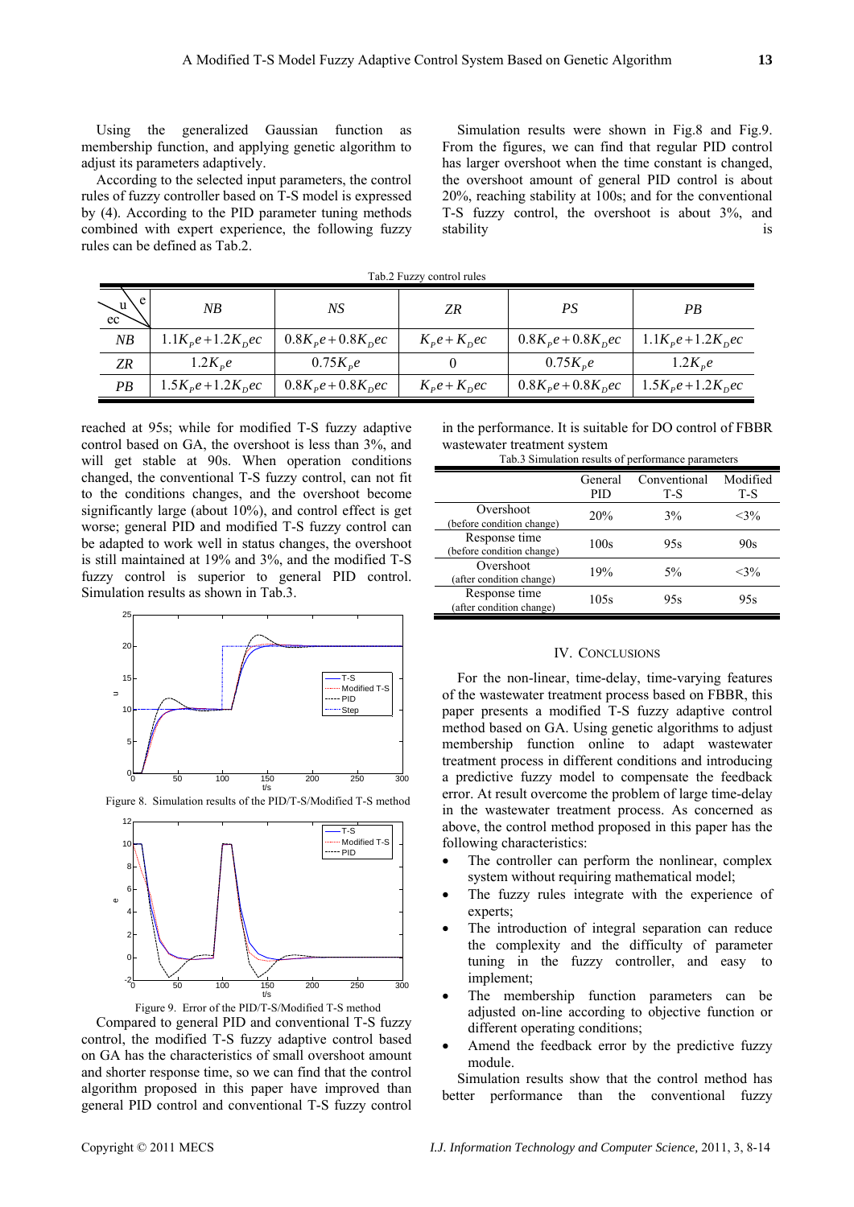Using the generalized Gaussian function as membership function, and applying genetic algorithm to adjust its parameters adaptively.

According to the selected input parameters, the control rules of fuzzy controller based on T-S model is expressed by (4). According to the PID parameter tuning methods combined with expert experience, the following fuzzy rules can be defined as Tab.2.

Tab.2 Fuzzy control rules

| u \ e / ec | NB | NS | ZR | PS | PB |
|---|---|---|---|---|---|
| NB | $1.1K_Pe+1.2K_Dec$ | $0.8K_Pe+0.8K_Dec$ | $K_Pe+K_Dec$ | $0.8K_Pe+0.8K_Dec$ | $1.1K_Pe+1.2K_Dec$ |
| ZR | $1.2K_Pe$ | $0.75K_Pe$ | 0 | $0.75K_Pe$ | $1.2K_Pe$ |
| PB | $1.5K_Pe+1.2K_Dec$ | $0.8K_Pe+0.8K_Dec$ | $K_Pe+K_Dec$ | $0.8K_Pe+0.8K_Dec$ | $1.5K_Pe+1.2K_Dec$ |

Simulation results were shown in Fig.8 and Fig.9. From the figures, we can find that regular PID control has larger overshoot when the time constant is changed, the overshoot amount of general PID control is about 20%, reaching stability at 100s; and for the conventional T-S fuzzy control, the overshoot is about 3%, and stability is reached at 95s; while for modified T-S fuzzy adaptive control based on GA, the overshoot is less than 3%, and will get stable at 90s. When operation conditions changed, the conventional T-S fuzzy control, can not fit to the conditions changes, and the overshoot become significantly large (about 10%), and control effect is get worse; general PID and modified T-S fuzzy control can be adapted to work well in status changes, the overshoot is still maintained at 19% and 3%, and the modified T-S fuzzy control is superior to general PID control. Simulation results as shown in Tab.3.

Figure 8. Simulation results of the PID/T-S/Modified T-S method

Figure 9. Error of the PID/T-S/Modified T-S method

Compared to general PID and conventional T-S fuzzy control, the modified T-S fuzzy adaptive control based on GA has the characteristics of small overshoot amount and shorter response time, so we can find that the control algorithm proposed in this paper have improved than general PID control and conventional T-S fuzzy control in the performance. It is suitable for DO control of FBBR wastewater treatment system

Tab.3 Simulation results of performance parameters

| | General PID | Conventional T-S | Modified T-S |
|---|---|---|---|
| Overshoot (before condition change) | 20% | 3% | <3% |
| Response time (before condition change) | 100s | 95s | 90s |
| Overshoot (after condition change) | 19% | 5% | <3% |
| Response time (after condition change) | 105s | 95s | 95s |

## IV. Conclusions

For the non-linear, time-delay, time-varying features of the wastewater treatment process based on FBBR, this paper presents a modified T-S fuzzy adaptive control method based on GA. Using genetic algorithms to adjust membership function online to adapt wastewater treatment process in different conditions and introducing a predictive fuzzy model to compensate the feedback error. At result overcome the problem of large time-delay in the wastewater treatment process. As concerned as above, the control method proposed in this paper has the following characteristics:

- The controller can perform the nonlinear, complex system without requiring mathematical model;
- The fuzzy rules integrate with the experience of experts;
- The introduction of integral separation can reduce the complexity and the difficulty of parameter tuning in the fuzzy controller, and easy to implement;
- The membership function parameters can be adjusted on-line according to objective function or different operating conditions;
- Amend the feedback error by the predictive fuzzy module.

Simulation results show that the control method has better performance than the conventional fuzzy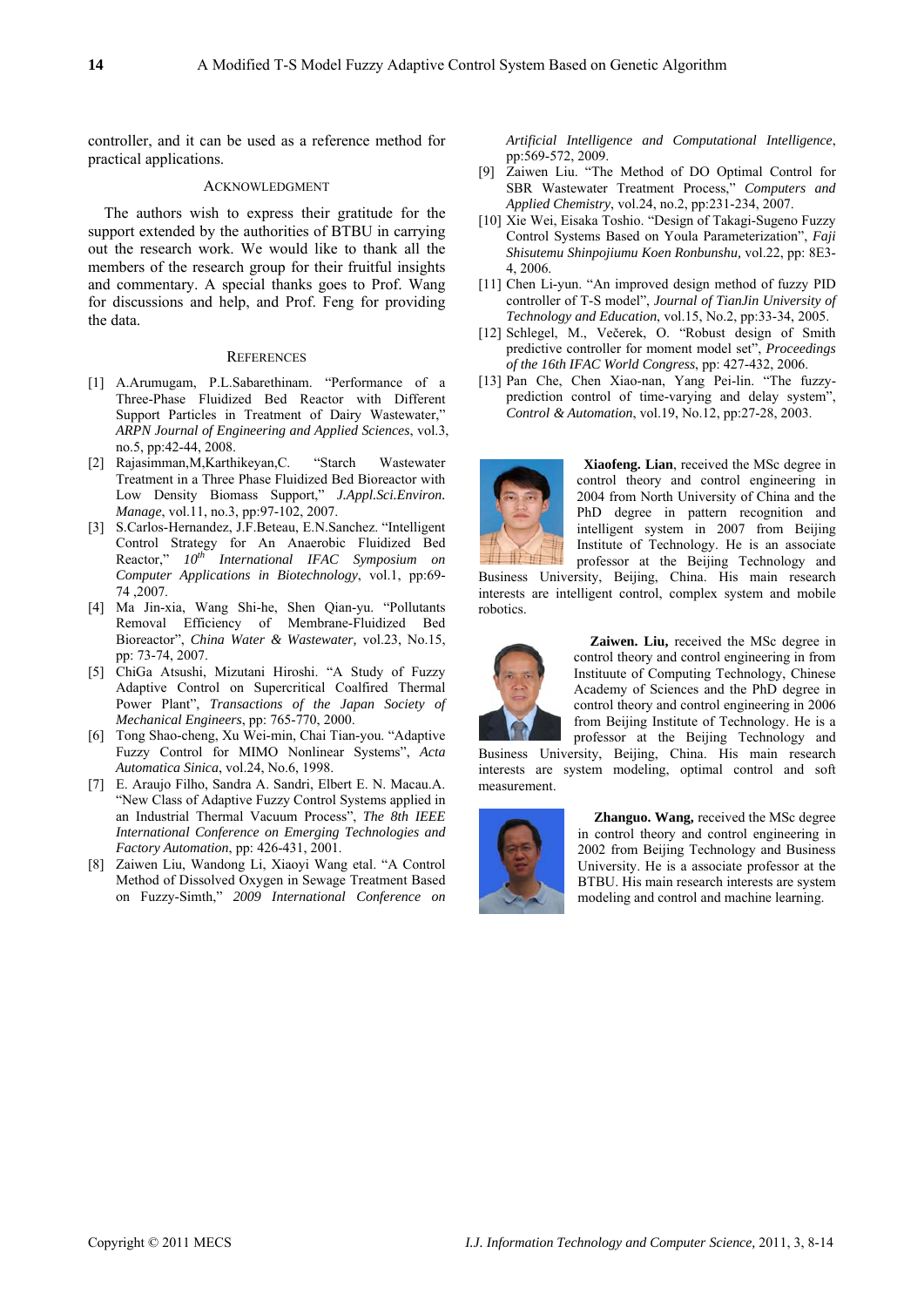controller, and it can be used as a reference method for practical applications.

## ACKNOWLEDGMENT

The authors wish to express their gratitude for the support extended by the authorities of BTBU in carrying out the research work. We would like to thank all the members of the research group for their fruitful insights and commentary. A special thanks goes to Prof. Wang for discussions and help, and Prof. Feng for providing the data.

## REFERENCES

[1] A.Arumugam, P.L.Sabarethinam. "Performance of a Three-Phase Fluidized Bed Reactor with Different Support Particles in Treatment of Dairy Wastewater," *ARPN Journal of Engineering and Applied Sciences*, vol.3, no.5, pp:42-44, 2008.

[2] Rajasimman,M,Karthikeyan,C. "Starch Wastewater Treatment in a Three Phase Fluidized Bed Bioreactor with Low Density Biomass Support," *J.Appl.Sci.Environ. Manage*, vol.11, no.3, pp:97-102, 2007.

[3] S.Carlos-Hernandez, J.F.Beteau, E.N.Sanchez. "Intelligent Control Strategy for An Anaerobic Fluidized Bed Reactor," *10th International IFAC Symposium on Computer Applications in Biotechnology*, vol.1, pp:69-74 ,2007.

[4] Ma Jin-xia, Wang Shi-he, Shen Qian-yu. "Pollutants Removal Efficiency of Membrane-Fluidized Bed Bioreactor", *China Water & Wastewater*, vol.23, No.15, pp: 73-74, 2007.

[5] ChiGa Atsushi, Mizutani Hiroshi. "A Study of Fuzzy Adaptive Control on Supercritical Coalfred Thermal Power Plant", *Transactions of the Japan Society of Mechanical Engineers*, pp: 765-770, 2000.

[6] Tong Shao-cheng, Xu Wei-min, Chai Tian-you. "Adaptive Fuzzy Control for MIMO Nonlinear Systems", *Acta Automatica Sinica*, vol.24, No.6, 1998.

[7] E. Araujo Filho, Sandra A. Sandri, Elbert E. N. Macau.A. "New Class of Adaptive Fuzzy Control Systems applied in an Industrial Thermal Vacuum Process", *The 8th IEEE International Conference on Emerging Technologies and Factory Automation*, pp: 426-431, 2001.

[8] Zaiwen Liu, Wandong Li, Xiaoyi Wang etal. "A Control Method of Dissolved Oxygen in Sewage Treatment Based on Fuzzy-Simth," *2009 International Conference on Artificial Intelligence and Computational Intelligence*, pp:569-572, 2009.

[9] Zaiwen Liu. "The Method of DO Optimal Control for SBR Wastewater Treatment Process," *Computers and Applied Chemistry*, vol.24, no.2, pp:231-234, 2007.

[10] Xie Wei, Eisaka Toshio. "Design of Takagi-Sugeno Fuzzy Control Systems Based on Youla Parameterization", *Faji Shisutemu Shinpojiumu Koen Ronbunshu*, vol.22, pp: 8E3-4, 2006.

[11] Chen Li-yun. "An improved design method of fuzzy PID controller of T-S model", *Journal of TianJin University of Technology and Education*, vol.15, No.2, pp:33-34, 2005.

[12] Schlegel, M., Večerek, O. "Robust design of Smith predictive controller for moment model set", *Proceedings of the 16th IFAC World Congress*, pp: 427-432, 2006.

[13] Pan Che, Chen Xiao-nan, Yang Pei-lin. "The fuzzy-prediction control of time-varying and delay system", *Control & Automation*, vol.19, No.12, pp:27-28, 2003.

**Xiaofeng. Lian**, received the MSc degree in control theory and control engineering in 2004 from North University of China and the PhD degree in pattern recognition and intelligent system in 2007 from Beijing Institute of Technology. He is an associate professor at the Beijing Technology and Business University, Beijing, China. His main research interests are intelligent control, complex system and mobile robotics.

**Zaiwen. Liu,** received the MSc degree in control theory and control engineering in from Institute of Computing Technology, Chinese Academy of Sciences and the PhD degree in control theory and control engineering in 2006 from Beijing Institute of Technology. He is a professor at the Beijing Technology and Business University, Beijing, China. His main research interests are system modeling, optimal control and soft measurement.

**Zhanguo. Wang,** received the MSc degree in control theory and control engineering in 2002 from Beijing Technology and Business University. He is a associate professor at the BTBU. His main research interests are system modeling and control and machine learning.